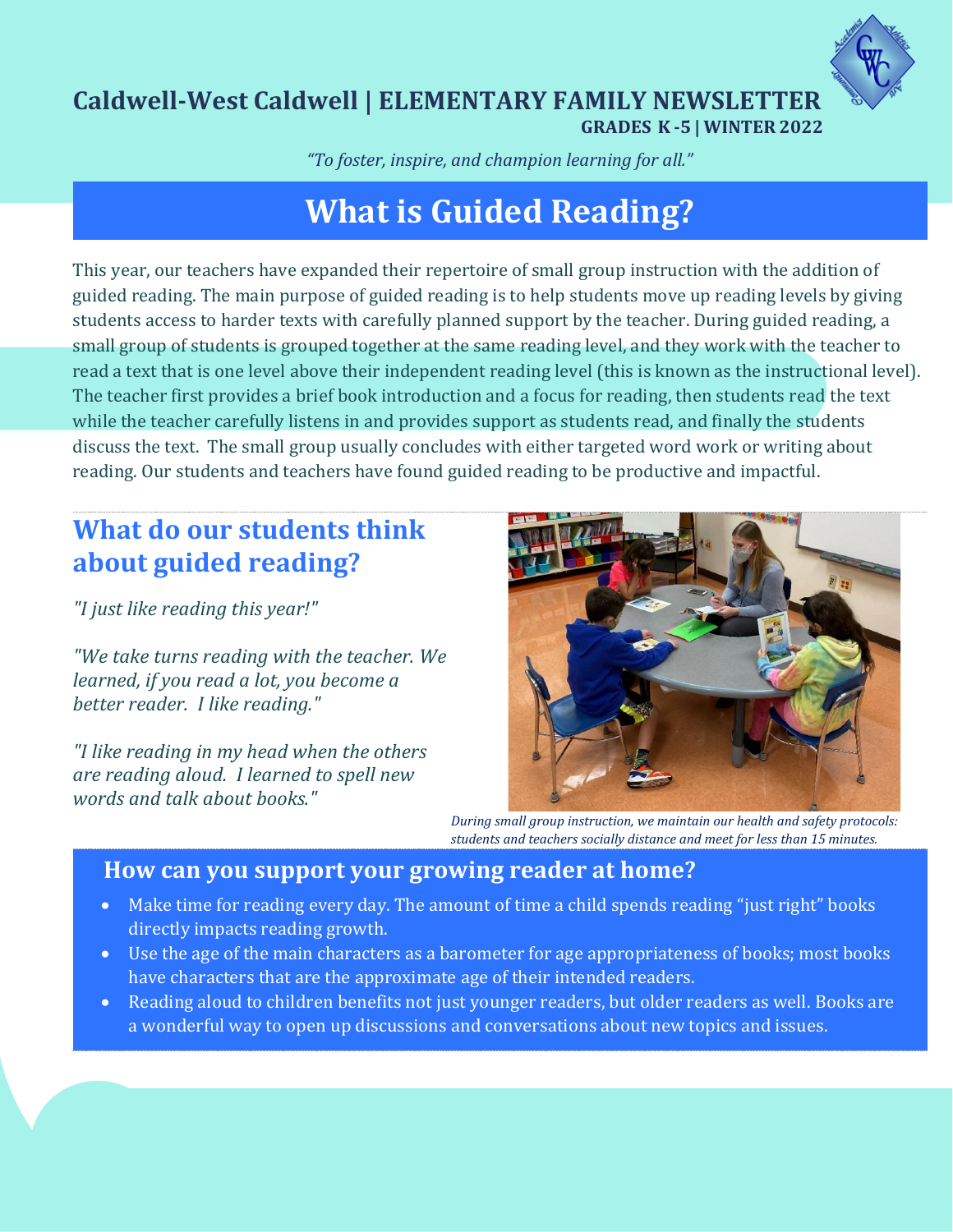# Caldwell-West Caldwell | ELEMENTARY FAMILY NEWSLETTER

**GRADES K-5 | WINTER 2022**

*"To foster, inspire, and champion learning for all."*

## What is Guided Reading?

This year, our teachers have expanded their repertoire of small group instruction with the addition of guided reading. The main purpose of guided reading is to help students move up reading levels by giving students access to harder texts with carefully planned support by the teacher. During guided reading, a small group of students is grouped together at the same reading level, and they work with the teacher to read a text that is one level above their independent reading level (this is known as the instructional level). The teacher first provides a brief book introduction and a focus for reading, then students read the text while the teacher carefully listens in and provides support as students read, and finally the students discuss the text. The small group usually concludes with either targeted word work or writing about reading. Our students and teachers have found guided reading to be productive and impactful.

## What do our students think about guided reading?

*"I just like reading this year!"*

*"We take turns reading with the teacher. We learned, if you read a lot, you become a better reader. I like reading."*

*"I like reading in my head when the others are reading aloud. I learned to spell new words and talk about books."*

*During small group instruction, we maintain our health and safety protocols: students and teachers socially distance and meet for less than 15 minutes.*

## How can you support your growing reader at home?

- Make time for reading every day. The amount of time a child spends reading "just right" books directly impacts reading growth.
- Use the age of the main characters as a barometer for age appropriateness of books; most books have characters that are the approximate age of their intended readers.
- Reading aloud to children benefits not just younger readers, but older readers as well. Books are a wonderful way to open up discussions and conversations about new topics and issues.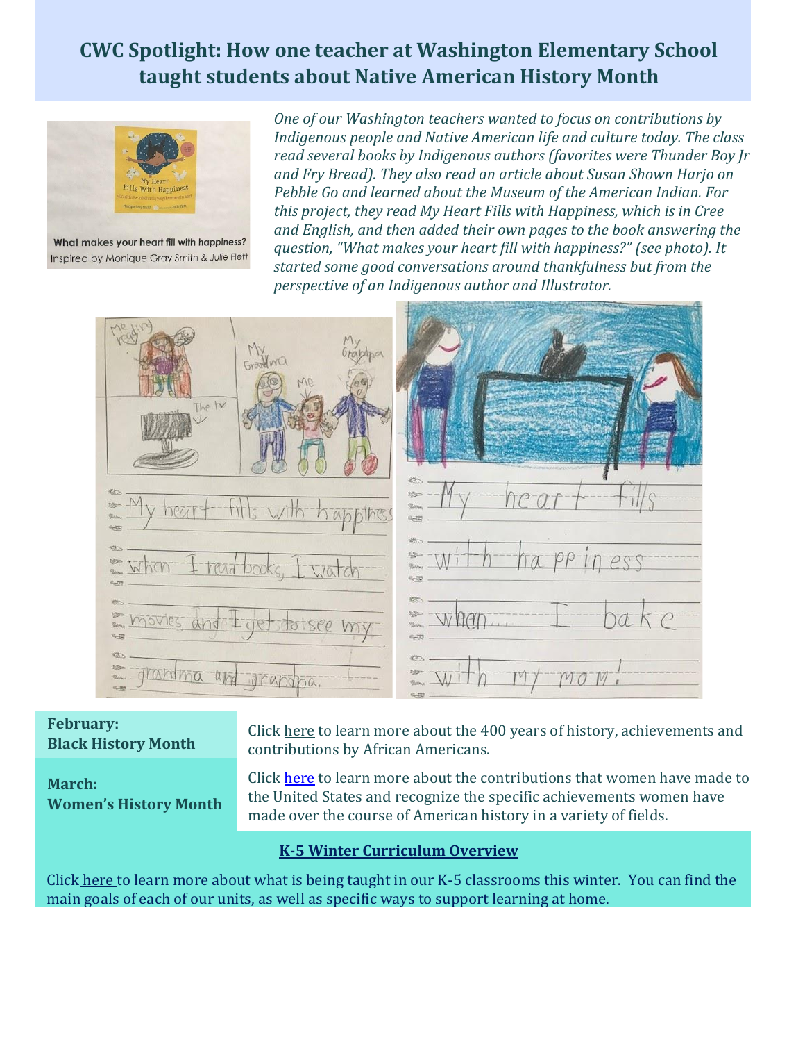# CWC Spotlight: How one teacher at Washington Elementary School taught students about Native American History Month

What makes your heart fill with happiness?
Inspired by Monique Gray Smith & Julie Flett

*One of our Washington teachers wanted to focus on contributions by Indigenous people and Native American life and culture today. The class read several books by Indigenous authors (favorites were Thunder Boy Jr and Fry Bread). They also read an article about Susan Shown Harjo on Pebble Go and learned about the Museum of the American Indian. For this project, they read My Heart Fills with Happiness, which is in Cree and English, and then added their own pages to the book answering the question, "What makes your heart fill with happiness?" (see photo). It started some good conversations around thankfulness but from the perspective of an Indigenous author and Illustrator.*

| | |
|---|---|
| **February: Black History Month** | Click here to learn more about the 400 years of history, achievements and contributions by African Americans. |
| **March: Women's History Month** | Click here to learn more about the contributions that women have made to the United States and recognize the specific achievements women have made over the course of American history in a variety of fields. |

**K-5 Winter Curriculum Overview**

Click here to learn more about what is being taught in our K-5 classrooms this winter. You can find the main goals of each of our units, as well as specific ways to support learning at home.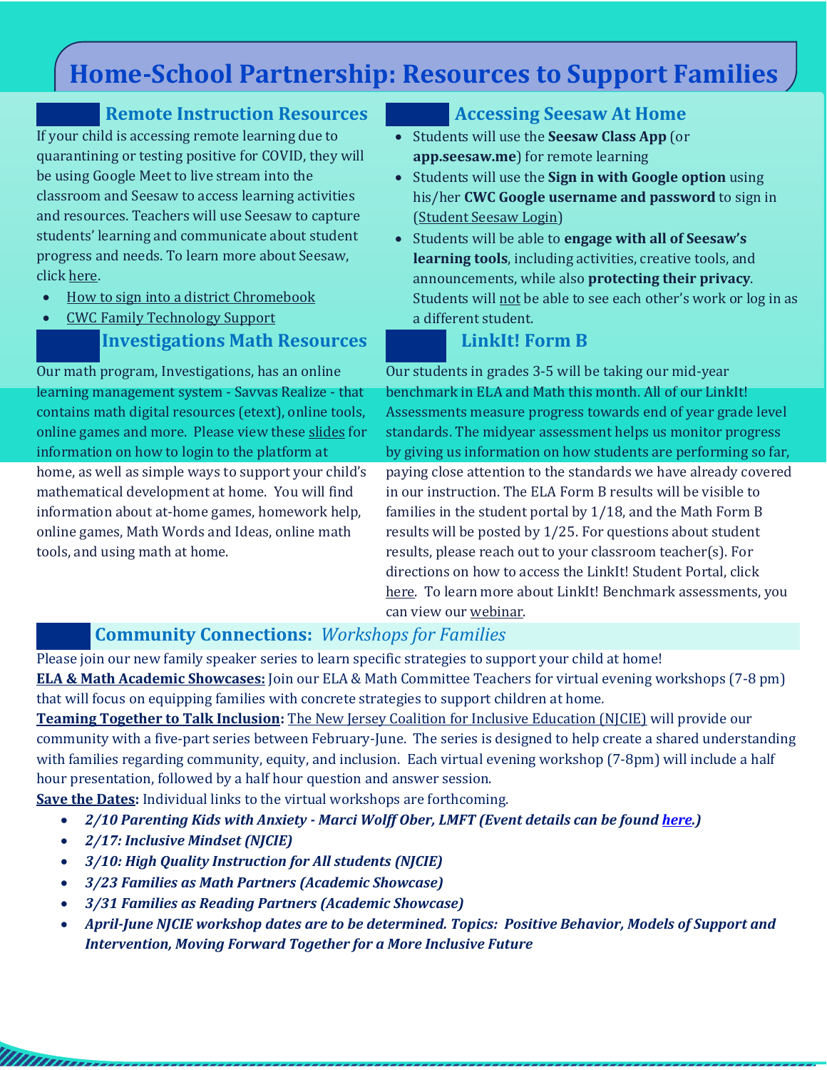# Home-School Partnership: Resources to Support Families

## Remote Instruction Resources

If your child is accessing remote learning due to quarantining or testing positive for COVID, they will be using Google Meet to live stream into the classroom and Seesaw to access learning activities and resources. Teachers will use Seesaw to capture students' learning and communicate about student progress and needs. To learn more about Seesaw, click here.

- How to sign into a district Chromebook
- CWC Family Technology Support

## Investigations Math Resources

Our math program, Investigations, has an online learning management system - Savvas Realize - that contains math digital resources (etext), online tools, online games and more. Please view these slides for information on how to login to the platform at home, as well as simple ways to support your child's mathematical development at home. You will find information about at-home games, homework help, online games, Math Words and Ideas, online math tools, and using math at home.

## Accessing Seesaw At Home

- Students will use the **Seesaw Class App** (or **app.seesaw.me**) for remote learning
- Students will use the **Sign in with Google option** using his/her **CWC Google username and password** to sign in (Student Seesaw Login)
- Students will be able to **engage with all of Seesaw's learning tools**, including activities, creative tools, and announcements, while also **protecting their privacy**. Students will not be able to see each other's work or log in as a different student.

## LinkIt! Form B

Our students in grades 3-5 will be taking our mid-year benchmark in ELA and Math this month. All of our LinkIt! Assessments measure progress towards end of year grade level standards. The midyear assessment helps us monitor progress by giving us information on how students are performing so far, paying close attention to the standards we have already covered in our instruction. The ELA Form B results will be visible to families in the student portal by 1/18, and the Math Form B results will be posted by 1/25. For questions about student results, please reach out to your classroom teacher(s). For directions on how to access the LinkIt! Student Portal, click here. To learn more about LinkIt! Benchmark assessments, you can view our webinar.

## Community Connections: *Workshops for Families*

Please join our new family speaker series to learn specific strategies to support your child at home!

**ELA & Math Academic Showcases:** Join our ELA & Math Committee Teachers for virtual evening workshops (7-8 pm) that will focus on equipping families with concrete strategies to support children at home.

**Teaming Together to Talk Inclusion:** The New Jersey Coalition for Inclusive Education (NJCIE) will provide our community with a five-part series between February-June. The series is designed to help create a shared understanding with families regarding community, equity, and inclusion. Each virtual evening workshop (7-8pm) will include a half hour presentation, followed by a half hour question and answer session.

**Save the Dates:** Individual links to the virtual workshops are forthcoming.

- ***2/10 Parenting Kids with Anxiety - Marci Wolff Ober, LMFT (Event details can be found here.)***
- ***2/17: Inclusive Mindset (NJCIE)***
- ***3/10: High Quality Instruction for All students (NJCIE)***
- ***3/23 Families as Math Partners (Academic Showcase)***
- ***3/31 Families as Reading Partners (Academic Showcase)***
- ***April-June NJCIE workshop dates are to be determined. Topics: Positive Behavior, Models of Support and Intervention, Moving Forward Together for a More Inclusive Future***